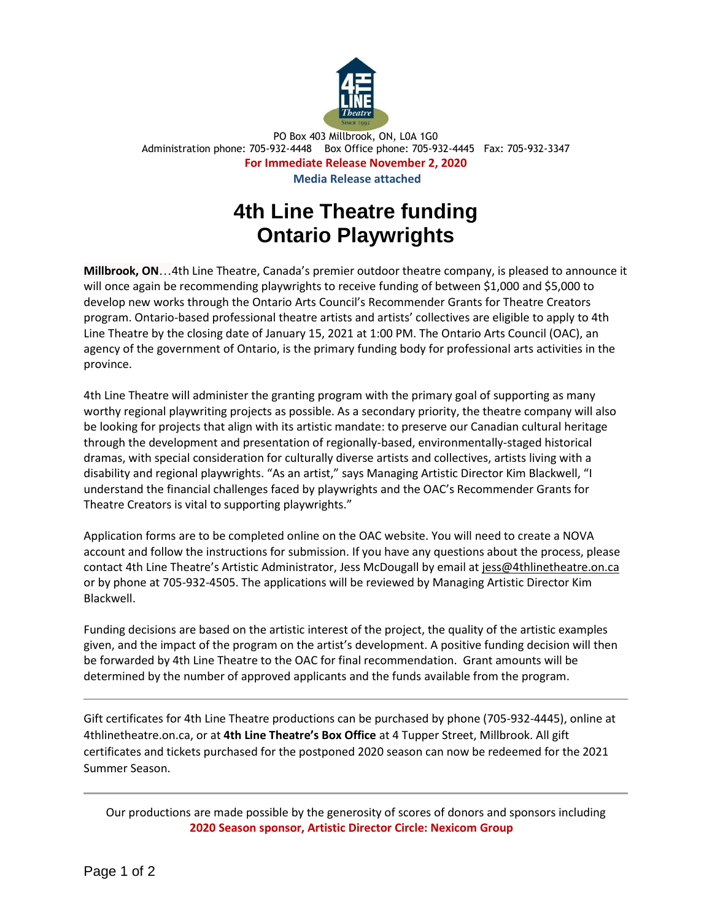PO Box 403 Millbrook, ON, L0A 1G0
Administration phone: 705-932-4448 Box Office phone: 705-932-4445 Fax: 705-932-3347

**For Immediate Release November 2, 2020**

**Media Release attached**

# 4th Line Theatre funding Ontario Playwrights

**Millbrook, ON**…4th Line Theatre, Canada's premier outdoor theatre company, is pleased to announce it will once again be recommending playwrights to receive funding of between $1,000 and $5,000 to develop new works through the Ontario Arts Council's Recommender Grants for Theatre Creators program. Ontario-based professional theatre artists and artists' collectives are eligible to apply to 4th Line Theatre by the closing date of January 15, 2021 at 1:00 PM. The Ontario Arts Council (OAC), an agency of the government of Ontario, is the primary funding body for professional arts activities in the province.

4th Line Theatre will administer the granting program with the primary goal of supporting as many worthy regional playwriting projects as possible. As a secondary priority, the theatre company will also be looking for projects that align with its artistic mandate: to preserve our Canadian cultural heritage through the development and presentation of regionally-based, environmentally-staged historical dramas, with special consideration for culturally diverse artists and collectives, artists living with a disability and regional playwrights. "As an artist," says Managing Artistic Director Kim Blackwell, "I understand the financial challenges faced by playwrights and the OAC's Recommender Grants for Theatre Creators is vital to supporting playwrights."

Application forms are to be completed online on the OAC website. You will need to create a NOVA account and follow the instructions for submission. If you have any questions about the process, please contact 4th Line Theatre's Artistic Administrator, Jess McDougall by email at jess@4thlinetheatre.on.ca or by phone at 705-932-4505. The applications will be reviewed by Managing Artistic Director Kim Blackwell.

Funding decisions are based on the artistic interest of the project, the quality of the artistic examples given, and the impact of the program on the artist's development. A positive funding decision will then be forwarded by 4th Line Theatre to the OAC for final recommendation. Grant amounts will be determined by the number of approved applicants and the funds available from the program.

---

Gift certificates for 4th Line Theatre productions can be purchased by phone (705-932-4445), online at 4thlinetheatre.on.ca, or at **4th Line Theatre's Box Office** at 4 Tupper Street, Millbrook. All gift certificates and tickets purchased for the postponed 2020 season can now be redeemed for the 2021 Summer Season.

---

Our productions are made possible by the generosity of scores of donors and sponsors including **2020 Season sponsor, Artistic Director Circle: Nexicom Group**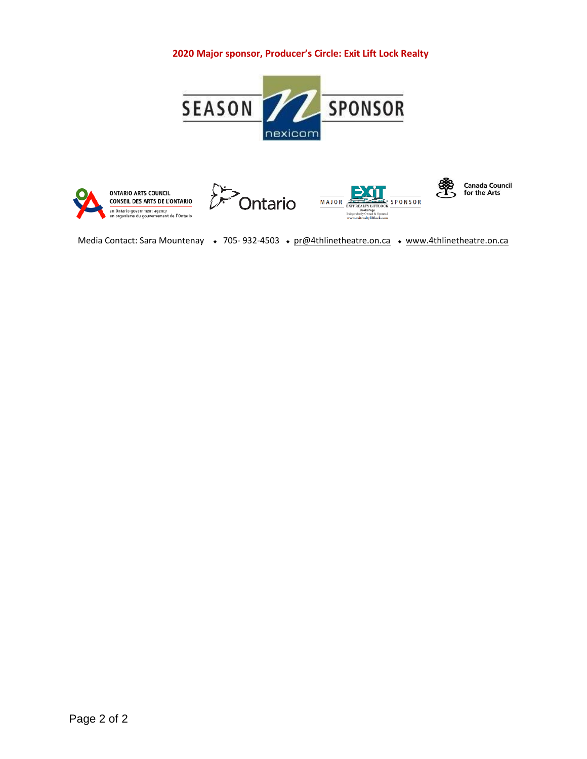**2020 Major sponsor, Producer's Circle: Exit Lift Lock Realty**

SEASON nexicom SPONSOR

ONTARIO ARTS COUNCIL
CONSEIL DES ARTS DE L'ONTARIO
an Ontario government agency
un organisme du gouvernement de l'Ontario

Ontario

MAJOR EXIT REALTY LIFTLOCK SPONSOR

Canada Council for the Arts

Media Contact: Sara Mountenay ◆ 705- 932-4503 ◆ pr@4thlinetheatre.on.ca ◆ www.4thlinetheatre.on.ca